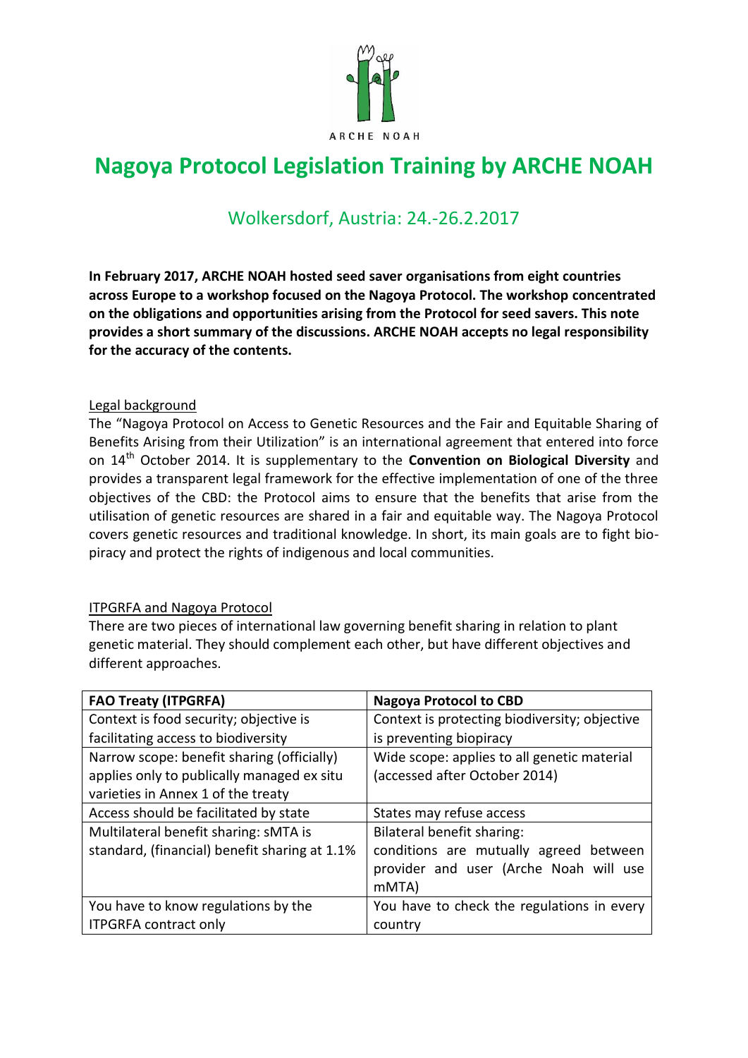ARCHE NOAH

# Nagoya Protocol Legislation Training by ARCHE NOAH

## Wolkersdorf, Austria: 24.-26.2.2017

**In February 2017, ARCHE NOAH hosted seed saver organisations from eight countries across Europe to a workshop focused on the Nagoya Protocol. The workshop concentrated on the obligations and opportunities arising from the Protocol for seed savers. This note provides a short summary of the discussions. ARCHE NOAH accepts no legal responsibility for the accuracy of the contents.**

### Legal background

The "Nagoya Protocol on Access to Genetic Resources and the Fair and Equitable Sharing of Benefits Arising from their Utilization" is an international agreement that entered into force on 14th October 2014. It is supplementary to the **Convention on Biological Diversity** and provides a transparent legal framework for the effective implementation of one of the three objectives of the CBD: the Protocol aims to ensure that the benefits that arise from the utilisation of genetic resources are shared in a fair and equitable way. The Nagoya Protocol covers genetic resources and traditional knowledge. In short, its main goals are to fight bio-piracy and protect the rights of indigenous and local communities.

### ITPGRFA and Nagoya Protocol

There are two pieces of international law governing benefit sharing in relation to plant genetic material. They should complement each other, but have different objectives and different approaches.

| FAO Treaty (ITPGRFA) | Nagoya Protocol to CBD |
|---|---|
| Context is food security; objective is facilitating access to biodiversity | Context is protecting biodiversity; objective is preventing biopiracy |
| Narrow scope: benefit sharing (officially) applies only to publically managed ex situ varieties in Annex 1 of the treaty | Wide scope: applies to all genetic material (accessed after October 2014) |
| Access should be facilitated by state | States may refuse access |
| Multilateral benefit sharing: sMTA is standard, (financial) benefit sharing at 1.1% | Bilateral benefit sharing: conditions are mutually agreed between provider and user (Arche Noah will use mMTA) |
| You have to know regulations by the ITPGRFA contract only | You have to check the regulations in every country |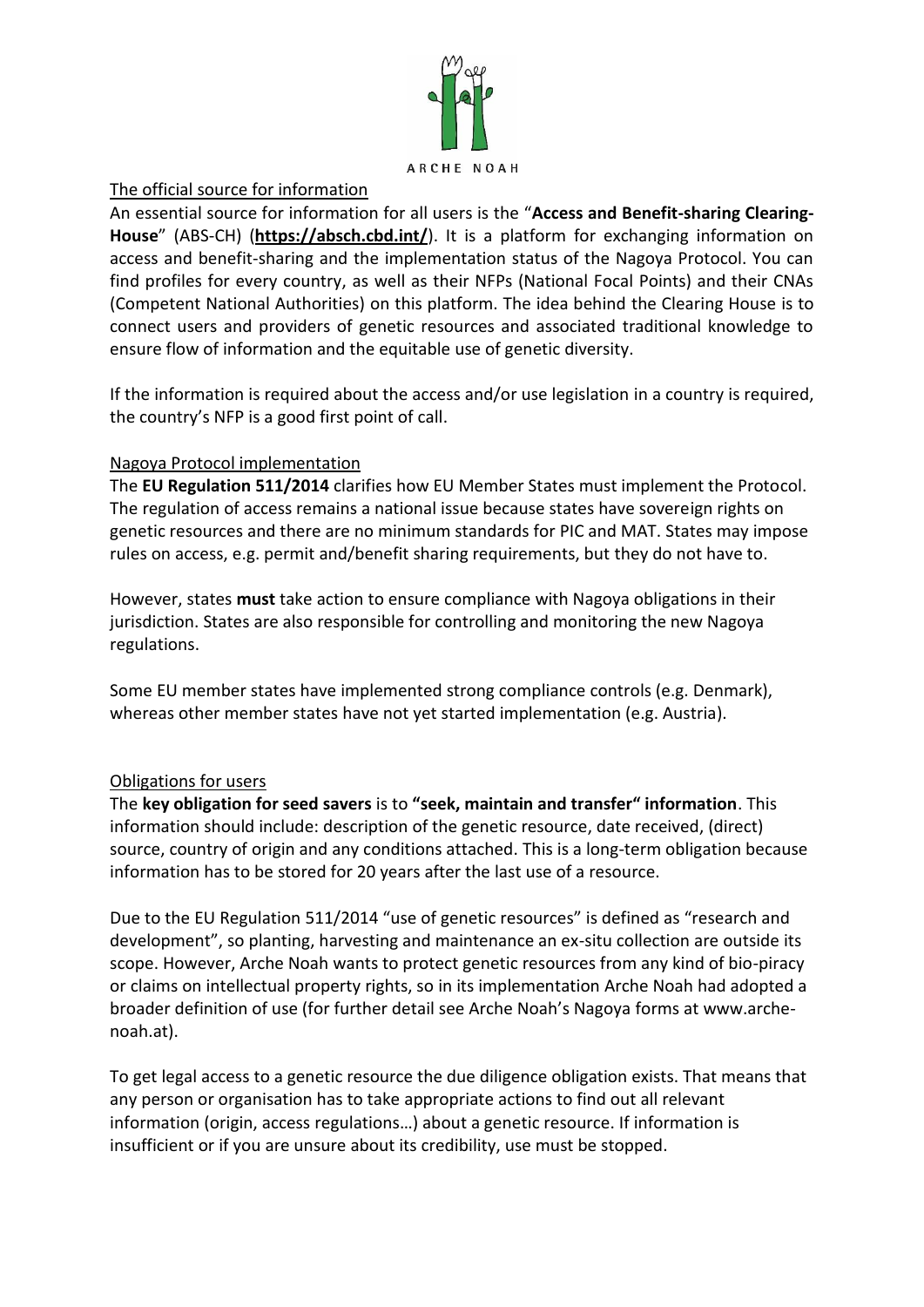The official source for information

An essential source for information for all users is the "**Access and Benefit-sharing Clearing-House**" (ABS-CH) (**https://absch.cbd.int/**). It is a platform for exchanging information on access and benefit-sharing and the implementation status of the Nagoya Protocol. You can find profiles for every country, as well as their NFPs (National Focal Points) and their CNAs (Competent National Authorities) on this platform. The idea behind the Clearing House is to connect users and providers of genetic resources and associated traditional knowledge to ensure flow of information and the equitable use of genetic diversity.

If the information is required about the access and/or use legislation in a country is required, the country's NFP is a good first point of call.

Nagoya Protocol implementation

The **EU Regulation 511/2014** clarifies how EU Member States must implement the Protocol. The regulation of access remains a national issue because states have sovereign rights on genetic resources and there are no minimum standards for PIC and MAT. States may impose rules on access, e.g. permit and/benefit sharing requirements, but they do not have to.

However, states **must** take action to ensure compliance with Nagoya obligations in their jurisdiction. States are also responsible for controlling and monitoring the new Nagoya regulations.

Some EU member states have implemented strong compliance controls (e.g. Denmark), whereas other member states have not yet started implementation (e.g. Austria).

Obligations for users

The **key obligation for seed savers** is to **"seek, maintain and transfer" information**. This information should include: description of the genetic resource, date received, (direct) source, country of origin and any conditions attached. This is a long-term obligation because information has to be stored for 20 years after the last use of a resource.

Due to the EU Regulation 511/2014 "use of genetic resources" is defined as "research and development", so planting, harvesting and maintenance an ex-situ collection are outside its scope. However, Arche Noah wants to protect genetic resources from any kind of bio-piracy or claims on intellectual property rights, so in its implementation Arche Noah had adopted a broader definition of use (for further detail see Arche Noah's Nagoya forms at www.arche-noah.at).

To get legal access to a genetic resource the due diligence obligation exists. That means that any person or organisation has to take appropriate actions to find out all relevant information (origin, access regulations…) about a genetic resource. If information is insufficient or if you are unsure about its credibility, use must be stopped.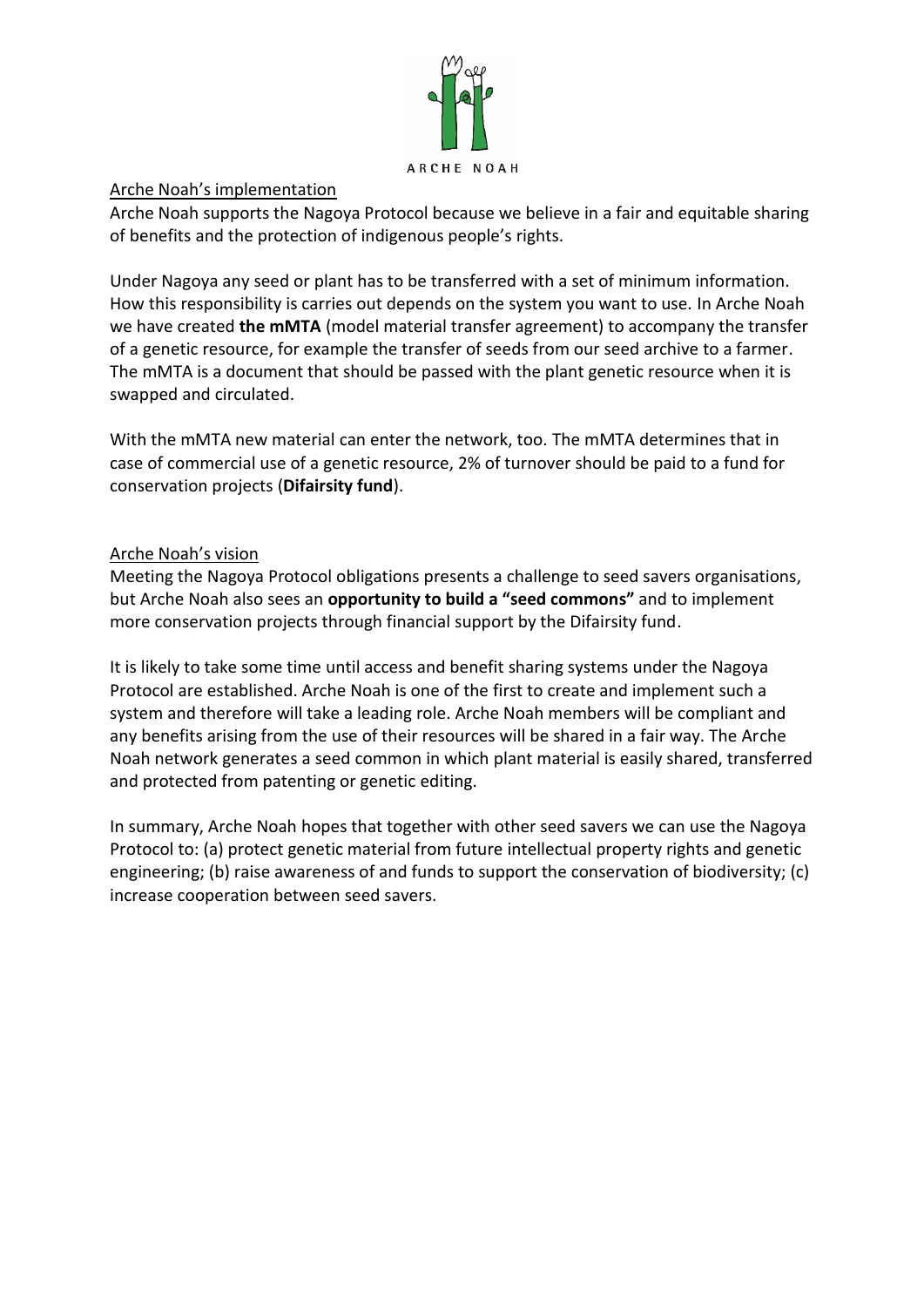ARCHE NOAH

## Arche Noah's implementation

Arche Noah supports the Nagoya Protocol because we believe in a fair and equitable sharing of benefits and the protection of indigenous people's rights.

Under Nagoya any seed or plant has to be transferred with a set of minimum information. How this responsibility is carries out depends on the system you want to use. In Arche Noah we have created **the mMTA** (model material transfer agreement) to accompany the transfer of a genetic resource, for example the transfer of seeds from our seed archive to a farmer. The mMTA is a document that should be passed with the plant genetic resource when it is swapped and circulated.

With the mMTA new material can enter the network, too. The mMTA determines that in case of commercial use of a genetic resource, 2% of turnover should be paid to a fund for conservation projects (**Difairsity fund**).

## Arche Noah's vision

Meeting the Nagoya Protocol obligations presents a challenge to seed savers organisations, but Arche Noah also sees an **opportunity to build a "seed commons"** and to implement more conservation projects through financial support by the Difairsity fund.

It is likely to take some time until access and benefit sharing systems under the Nagoya Protocol are established. Arche Noah is one of the first to create and implement such a system and therefore will take a leading role. Arche Noah members will be compliant and any benefits arising from the use of their resources will be shared in a fair way. The Arche Noah network generates a seed common in which plant material is easily shared, transferred and protected from patenting or genetic editing.

In summary, Arche Noah hopes that together with other seed savers we can use the Nagoya Protocol to: (a) protect genetic material from future intellectual property rights and genetic engineering; (b) raise awareness of and funds to support the conservation of biodiversity; (c) increase cooperation between seed savers.